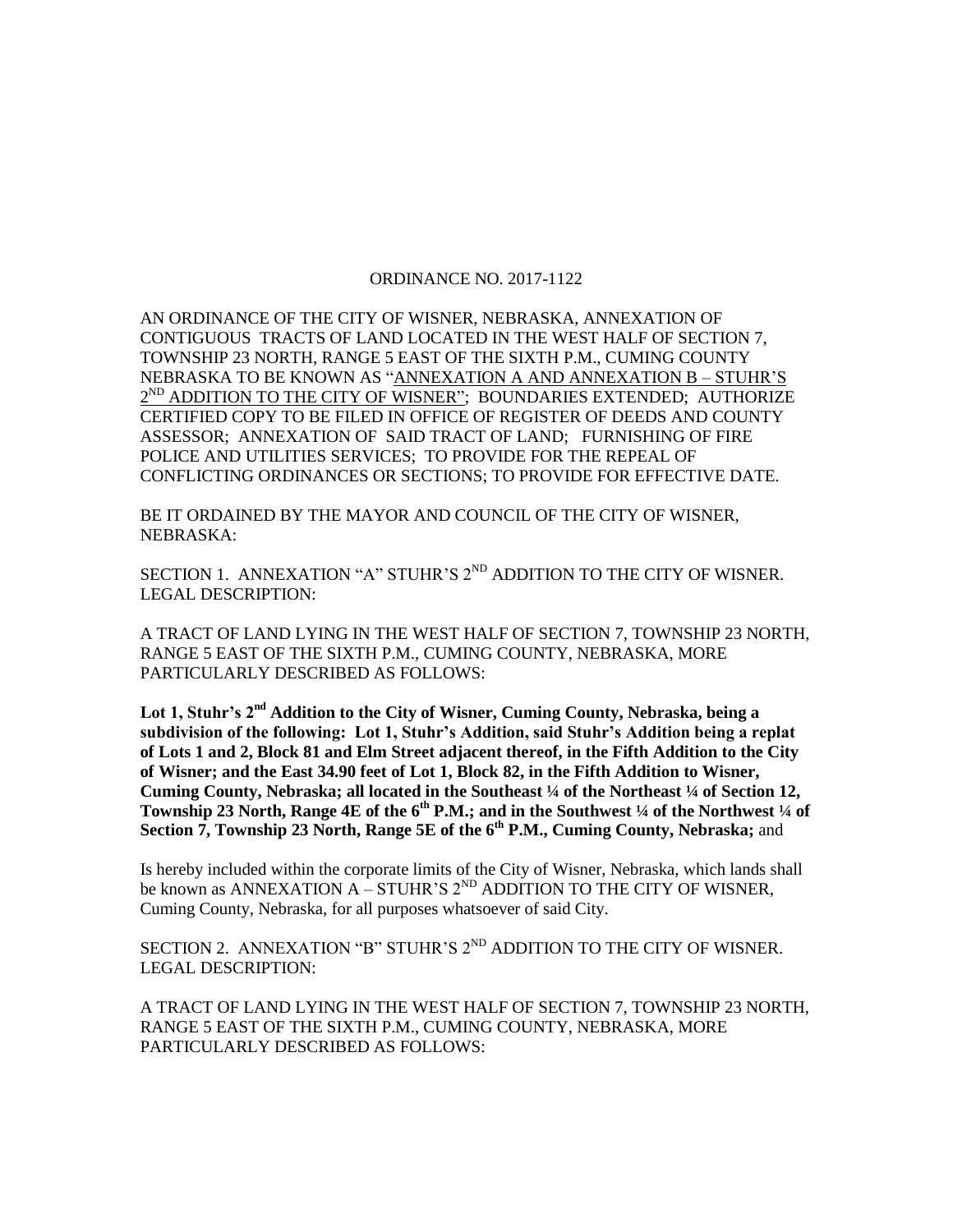ORDINANCE NO. 2017-1122

AN ORDINANCE OF THE CITY OF WISNER, NEBRASKA, ANNEXATION OF CONTIGUOUS TRACTS OF LAND LOCATED IN THE WEST HALF OF SECTION 7, TOWNSHIP 23 NORTH, RANGE 5 EAST OF THE SIXTH P.M., CUMING COUNTY NEBRASKA TO BE KNOWN AS "ANNEXATION A AND ANNEXATION B – STUHR'S 2ND ADDITION TO THE CITY OF WISNER"; BOUNDARIES EXTENDED; AUTHORIZE CERTIFIED COPY TO BE FILED IN OFFICE OF REGISTER OF DEEDS AND COUNTY ASSESSOR; ANNEXATION OF SAID TRACT OF LAND; FURNISHING OF FIRE POLICE AND UTILITIES SERVICES; TO PROVIDE FOR THE REPEAL OF CONFLICTING ORDINANCES OR SECTIONS; TO PROVIDE FOR EFFECTIVE DATE.

BE IT ORDAINED BY THE MAYOR AND COUNCIL OF THE CITY OF WISNER, NEBRASKA:

SECTION 1. ANNEXATION "A" STUHR'S 2ND ADDITION TO THE CITY OF WISNER. LEGAL DESCRIPTION:

A TRACT OF LAND LYING IN THE WEST HALF OF SECTION 7, TOWNSHIP 23 NORTH, RANGE 5 EAST OF THE SIXTH P.M., CUMING COUNTY, NEBRASKA, MORE PARTICULARLY DESCRIBED AS FOLLOWS:

**Lot 1, Stuhr's 2nd Addition to the City of Wisner, Cuming County, Nebraska, being a subdivision of the following: Lot 1, Stuhr's Addition, said Stuhr's Addition being a replat of Lots 1 and 2, Block 81 and Elm Street adjacent thereof, in the Fifth Addition to the City of Wisner; and the East 34.90 feet of Lot 1, Block 82, in the Fifth Addition to Wisner, Cuming County, Nebraska; all located in the Southeast ¼ of the Northeast ¼ of Section 12, Township 23 North, Range 4E of the 6th P.M.; and in the Southwest ¼ of the Northwest ¼ of Section 7, Township 23 North, Range 5E of the 6th P.M., Cuming County, Nebraska;** and

Is hereby included within the corporate limits of the City of Wisner, Nebraska, which lands shall be known as ANNEXATION A – STUHR'S 2ND ADDITION TO THE CITY OF WISNER, Cuming County, Nebraska, for all purposes whatsoever of said City.

SECTION 2. ANNEXATION "B" STUHR'S 2ND ADDITION TO THE CITY OF WISNER. LEGAL DESCRIPTION:

A TRACT OF LAND LYING IN THE WEST HALF OF SECTION 7, TOWNSHIP 23 NORTH, RANGE 5 EAST OF THE SIXTH P.M., CUMING COUNTY, NEBRASKA, MORE PARTICULARLY DESCRIBED AS FOLLOWS: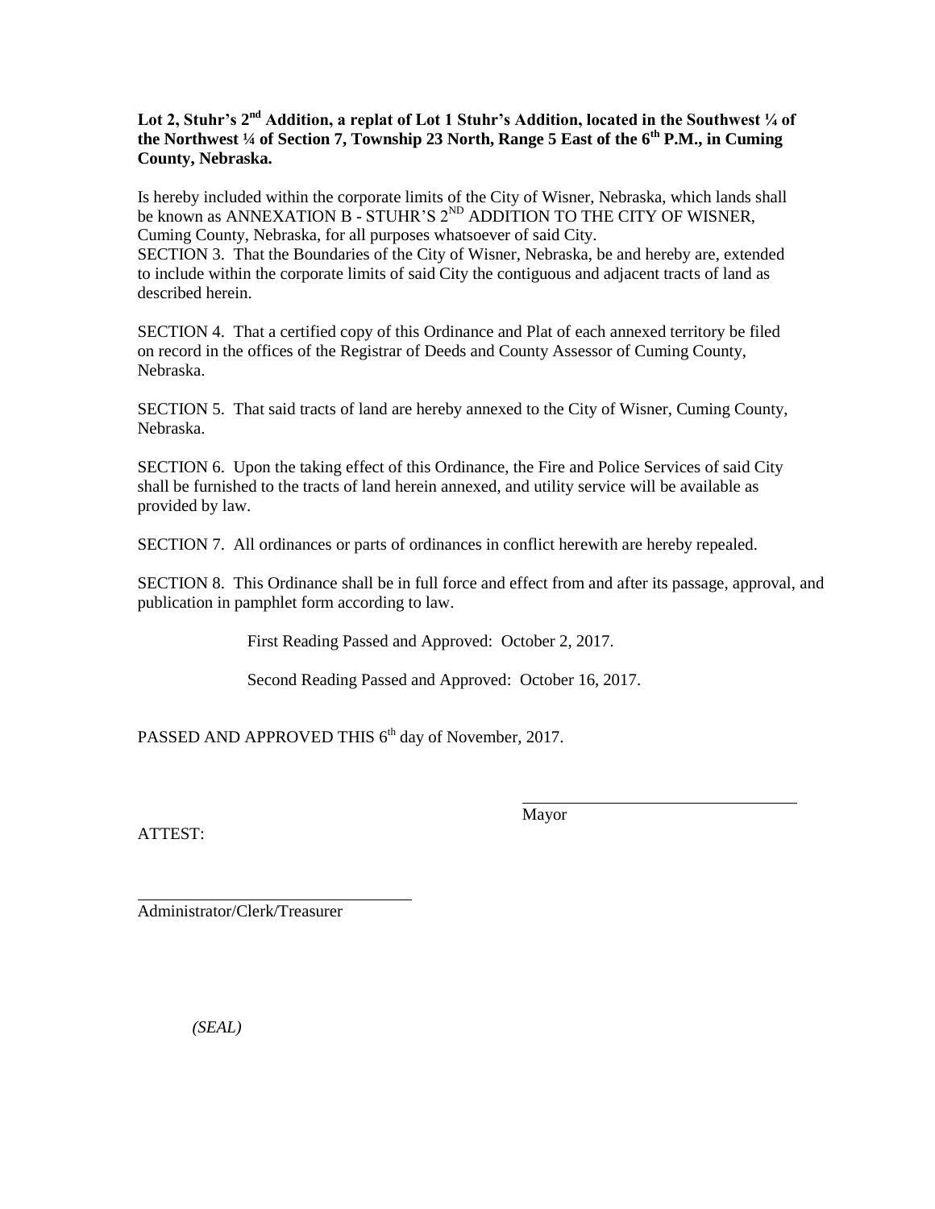**Lot 2, Stuhr's 2nd Addition, a replat of Lot 1 Stuhr's Addition, located in the Southwest ¼ of the Northwest ¼ of Section 7, Township 23 North, Range 5 East of the 6th P.M., in Cuming County, Nebraska.**

Is hereby included within the corporate limits of the City of Wisner, Nebraska, which lands shall be known as ANNEXATION B - STUHR'S 2ND ADDITION TO THE CITY OF WISNER, Cuming County, Nebraska, for all purposes whatsoever of said City.

SECTION 3. That the Boundaries of the City of Wisner, Nebraska, be and hereby are, extended to include within the corporate limits of said City the contiguous and adjacent tracts of land as described herein.

SECTION 4. That a certified copy of this Ordinance and Plat of each annexed territory be filed on record in the offices of the Registrar of Deeds and County Assessor of Cuming County, Nebraska.

SECTION 5. That said tracts of land are hereby annexed to the City of Wisner, Cuming County, Nebraska.

SECTION 6. Upon the taking effect of this Ordinance, the Fire and Police Services of said City shall be furnished to the tracts of land herein annexed, and utility service will be available as provided by law.

SECTION 7. All ordinances or parts of ordinances in conflict herewith are hereby repealed.

SECTION 8. This Ordinance shall be in full force and effect from and after its passage, approval, and publication in pamphlet form according to law.

First Reading Passed and Approved: October 2, 2017.

Second Reading Passed and Approved: October 16, 2017.

PASSED AND APPROVED THIS 6th day of November, 2017.

\_\_\_\_\_\_\_\_\_\_\_\_\_\_\_\_\_\_\_\_\_\_\_\_\_\_\_\_\_\_\_\_
Mayor

ATTEST:

\_\_\_\_\_\_\_\_\_\_\_\_\_\_\_\_\_\_\_\_\_\_\_\_\_\_\_\_\_\_\_\_
Administrator/Clerk/Treasurer

*(SEAL)*